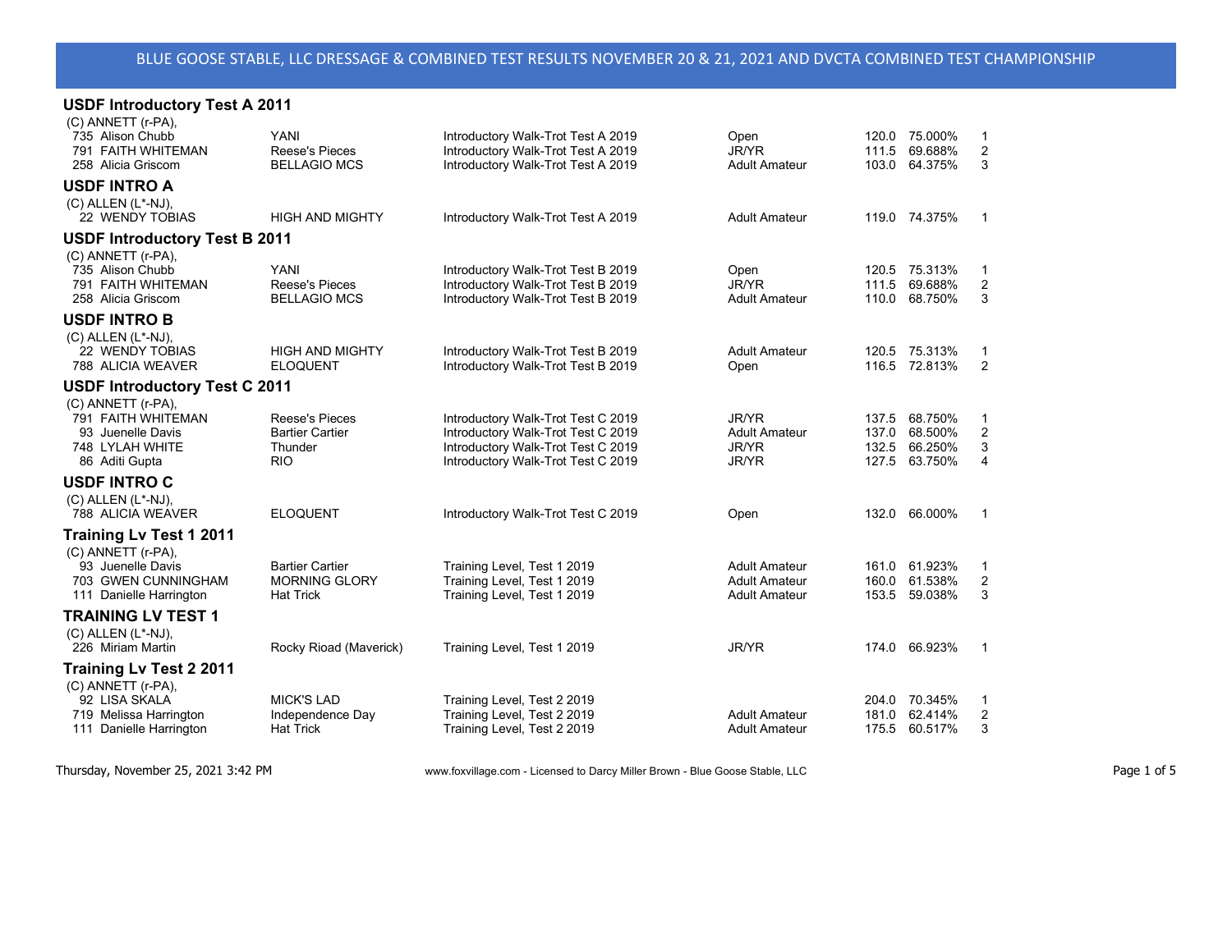# BLUE GOOSE STABLE, LLC DRESSAGE & COMBINED TEST RESULTS NOVEMBER 20 & 21, 2021 AND DVCTA COMBINED TEST CHAMPIONSHIP

## USDF Introductory Test A 2011

(C) ANNETT (r-PA),

| Rider | Horse | Test | Division | Score | Percent | Place |
|---|---|---|---|---|---|---|
| 735 Alison Chubb | YANI | Introductory Walk-Trot Test A 2019 | Open | 120.0 | 75.000% | 1 |
| 791 FAITH WHITEMAN | Reese's Pieces | Introductory Walk-Trot Test A 2019 | JR/YR | 111.5 | 69.688% | 2 |
| 258 Alicia Griscom | BELLAGIO MCS | Introductory Walk-Trot Test A 2019 | Adult Amateur | 103.0 | 64.375% | 3 |

## USDF INTRO A

(C) ALLEN (L*-NJ),

| Rider | Horse | Test | Division | Score | Percent | Place |
|---|---|---|---|---|---|---|
| 22 WENDY TOBIAS | HIGH AND MIGHTY | Introductory Walk-Trot Test A 2019 | Adult Amateur | 119.0 | 74.375% | 1 |

## USDF Introductory Test B 2011

(C) ANNETT (r-PA),

| Rider | Horse | Test | Division | Score | Percent | Place |
|---|---|---|---|---|---|---|
| 735 Alison Chubb | YANI | Introductory Walk-Trot Test B 2019 | Open | 120.5 | 75.313% | 1 |
| 791 FAITH WHITEMAN | Reese's Pieces | Introductory Walk-Trot Test B 2019 | JR/YR | 111.5 | 69.688% | 2 |
| 258 Alicia Griscom | BELLAGIO MCS | Introductory Walk-Trot Test B 2019 | Adult Amateur | 110.0 | 68.750% | 3 |

## USDF INTRO B

(C) ALLEN (L*-NJ),

| Rider | Horse | Test | Division | Score | Percent | Place |
|---|---|---|---|---|---|---|
| 22 WENDY TOBIAS | HIGH AND MIGHTY | Introductory Walk-Trot Test B 2019 | Adult Amateur | 120.5 | 75.313% | 1 |
| 788 ALICIA WEAVER | ELOQUENT | Introductory Walk-Trot Test B 2019 | Open | 116.5 | 72.813% | 2 |

## USDF Introductory Test C 2011

(C) ANNETT (r-PA),

| Rider | Horse | Test | Division | Score | Percent | Place |
|---|---|---|---|---|---|---|
| 791 FAITH WHITEMAN | Reese's Pieces | Introductory Walk-Trot Test C 2019 | JR/YR | 137.5 | 68.750% | 1 |
| 93 Juenelle Davis | Bartier Cartier | Introductory Walk-Trot Test C 2019 | Adult Amateur | 137.0 | 68.500% | 2 |
| 748 LYLAH WHITE | Thunder | Introductory Walk-Trot Test C 2019 | JR/YR | 132.5 | 66.250% | 3 |
| 86 Aditi Gupta | RIO | Introductory Walk-Trot Test C 2019 | JR/YR | 127.5 | 63.750% | 4 |

## USDF INTRO C

(C) ALLEN (L*-NJ),

| Rider | Horse | Test | Division | Score | Percent | Place |
|---|---|---|---|---|---|---|
| 788 ALICIA WEAVER | ELOQUENT | Introductory Walk-Trot Test C 2019 | Open | 132.0 | 66.000% | 1 |

## Training Lv Test 1 2011

(C) ANNETT (r-PA),

| Rider | Horse | Test | Division | Score | Percent | Place |
|---|---|---|---|---|---|---|
| 93 Juenelle Davis | Bartier Cartier | Training Level, Test 1 2019 | Adult Amateur | 161.0 | 61.923% | 1 |
| 703 GWEN CUNNINGHAM | MORNING GLORY | Training Level, Test 1 2019 | Adult Amateur | 160.0 | 61.538% | 2 |
| 111 Danielle Harrington | Hat Trick | Training Level, Test 1 2019 | Adult Amateur | 153.5 | 59.038% | 3 |

## TRAINING LV TEST 1

(C) ALLEN (L*-NJ),

| Rider | Horse | Test | Division | Score | Percent | Place |
|---|---|---|---|---|---|---|
| 226 Miriam Martin | Rocky Rioad (Maverick) | Training Level, Test 1 2019 | JR/YR | 174.0 | 66.923% | 1 |

## Training Lv Test 2 2011

(C) ANNETT (r-PA),

| Rider | Horse | Test | Division | Score | Percent | Place |
|---|---|---|---|---|---|---|
| 92 LISA SKALA | MICK'S LAD | Training Level, Test 2 2019 | | 204.0 | 70.345% | 1 |
| 719 Melissa Harrington | Independence Day | Training Level, Test 2 2019 | Adult Amateur | 181.0 | 62.414% | 2 |
| 111 Danielle Harrington | Hat Trick | Training Level, Test 2 2019 | Adult Amateur | 175.5 | 60.517% | 3 |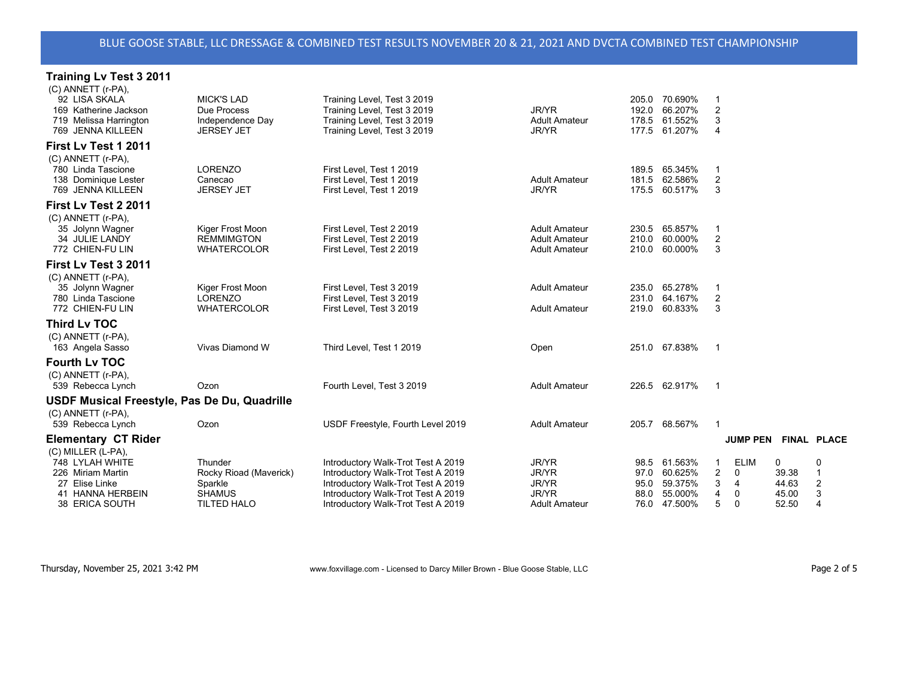# BLUE GOOSE STABLE, LLC DRESSAGE & COMBINED TEST RESULTS NOVEMBER 20 & 21, 2021 AND DVCTA COMBINED TEST CHAMPIONSHIP

## Training Lv Test 3 2011

(C) ANNETT (r-PA),

| No. | Rider | Horse | Test | Division | Score | % | Place |
|---|---|---|---|---|---|---|---|
| 92 | LISA SKALA | MICK'S LAD | Training Level, Test 3 2019 | | 205.0 | 70.690% | 1 |
| 169 | Katherine Jackson | Due Process | Training Level, Test 3 2019 | JR/YR | 192.0 | 66.207% | 2 |
| 719 | Melissa Harrington | Independence Day | Training Level, Test 3 2019 | Adult Amateur | 178.5 | 61.552% | 3 |
| 769 | JENNA KILLEEN | JERSEY JET | Training Level, Test 3 2019 | JR/YR | 177.5 | 61.207% | 4 |

## First Lv Test 1 2011

(C) ANNETT (r-PA),

| No. | Rider | Horse | Test | Division | Score | % | Place |
|---|---|---|---|---|---|---|---|
| 780 | Linda Tascione | LORENZO | First Level, Test 1 2019 | | 189.5 | 65.345% | 1 |
| 138 | Dominique Lester | Canecao | First Level, Test 1 2019 | Adult Amateur | 181.5 | 62.586% | 2 |
| 769 | JENNA KILLEEN | JERSEY JET | First Level, Test 1 2019 | JR/YR | 175.5 | 60.517% | 3 |

## First Lv Test 2 2011

(C) ANNETT (r-PA),

| No. | Rider | Horse | Test | Division | Score | % | Place |
|---|---|---|---|---|---|---|---|
| 35 | Jolynn Wagner | Kiger Frost Moon | First Level, Test 2 2019 | Adult Amateur | 230.5 | 65.857% | 1 |
| 34 | JULIE LANDY | REMMIMGTON | First Level, Test 2 2019 | Adult Amateur | 210.0 | 60.000% | 2 |
| 772 | CHIEN-FU LIN | WHATERCOLOR | First Level, Test 2 2019 | Adult Amateur | 210.0 | 60.000% | 3 |

## First Lv Test 3 2011

(C) ANNETT (r-PA),

| No. | Rider | Horse | Test | Division | Score | % | Place |
|---|---|---|---|---|---|---|---|
| 35 | Jolynn Wagner | Kiger Frost Moon | First Level, Test 3 2019 | Adult Amateur | 235.0 | 65.278% | 1 |
| 780 | Linda Tascione | LORENZO | First Level, Test 3 2019 | | 231.0 | 64.167% | 2 |
| 772 | CHIEN-FU LIN | WHATERCOLOR | First Level, Test 3 2019 | Adult Amateur | 219.0 | 60.833% | 3 |

## Third Lv TOC

(C) ANNETT (r-PA),

| No. | Rider | Horse | Test | Division | Score | % | Place |
|---|---|---|---|---|---|---|---|
| 163 | Angela Sasso | Vivas Diamond W | Third Level, Test 1 2019 | Open | 251.0 | 67.838% | 1 |

## Fourth Lv TOC

(C) ANNETT (r-PA),

| No. | Rider | Horse | Test | Division | Score | % | Place |
|---|---|---|---|---|---|---|---|
| 539 | Rebecca Lynch | Ozon | Fourth Level, Test 3 2019 | Adult Amateur | 226.5 | 62.917% | 1 |

## USDF Musical Freestyle, Pas De Du, Quadrille

(C) ANNETT (r-PA),

| No. | Rider | Horse | Test | Division | Score | % | Place |
|---|---|---|---|---|---|---|---|
| 539 | Rebecca Lynch | Ozon | USDF Freestyle, Fourth Level 2019 | Adult Amateur | 205.7 | 68.567% | 1 |

## Elementary CT Rider

(C) MILLER (L-PA),

| No. | Rider | Horse | Test | Division | Score | % | Place | JUMP PEN | FINAL | PLACE |
|---|---|---|---|---|---|---|---|---|---|---|
| 748 | LYLAH WHITE | Thunder | Introductory Walk-Trot Test A 2019 | JR/YR | 98.5 | 61.563% | 1 | ELIM | 0 | 0 |
| 226 | Miriam Martin | Rocky Rioad (Maverick) | Introductory Walk-Trot Test A 2019 | JR/YR | 97.0 | 60.625% | 2 | 0 | 39.38 | 1 |
| 27 | Elise Linke | Sparkle | Introductory Walk-Trot Test A 2019 | JR/YR | 95.0 | 59.375% | 3 | 4 | 44.63 | 2 |
| 41 | HANNA HERBEIN | SHAMUS | Introductory Walk-Trot Test A 2019 | JR/YR | 88.0 | 55.000% | 4 | 0 | 45.00 | 3 |
| 38 | ERICA SOUTH | TILTED HALO | Introductory Walk-Trot Test A 2019 | Adult Amateur | 76.0 | 47.500% | 5 | 0 | 52.50 | 4 |

Thursday, November 25, 2021 3:42 PM — www.foxvillage.com - Licensed to Darcy Miller Brown - Blue Goose Stable, LLC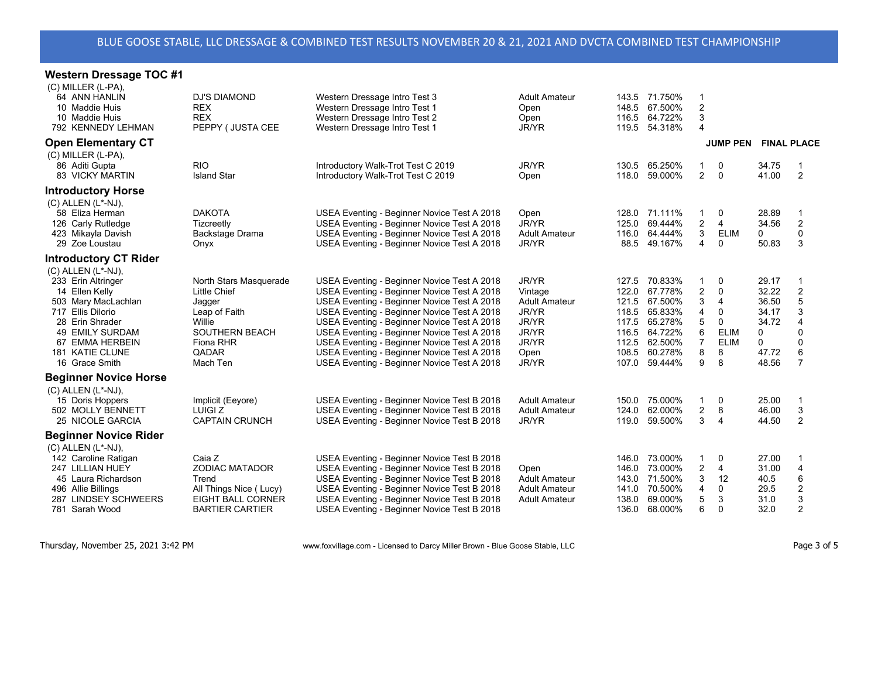BLUE GOOSE STABLE, LLC DRESSAGE & COMBINED TEST RESULTS NOVEMBER 20 & 21, 2021 AND DVCTA COMBINED TEST CHAMPIONSHIP

## Western Dressage TOC #1

(C) MILLER (L-PA),

| No. | Rider | Horse | Test | Division | Score | % | Place |
|---|---|---|---|---|---|---|---|
| 64 | ANN HANLIN | DJ'S DIAMOND | Western Dressage Intro Test 3 | Adult Amateur | 143.5 | 71.750% | 1 |
| 10 | Maddie Huis | REX | Western Dressage Intro Test 1 | Open | 148.5 | 67.500% | 2 |
| 10 | Maddie Huis | REX | Western Dressage Intro Test 2 | Open | 116.5 | 64.722% | 3 |
| 792 | KENNEDY LEHMAN | PEPPY ( JUSTA CEE | Western Dressage Intro Test 1 | JR/YR | 119.5 | 54.318% | 4 |

## Open Elementary CT

(C) MILLER (L-PA),

| No. | Rider | Horse | Test | Division | Score | % | Place | JUMP PEN | FINAL | PLACE |
|---|---|---|---|---|---|---|---|---|---|---|
| 86 | Aditi Gupta | RIO | Introductory Walk-Trot Test C 2019 | JR/YR | 130.5 | 65.250% | 1 | 0 | 34.75 | 1 |
| 83 | VICKY MARTIN | Island Star | Introductory Walk-Trot Test C 2019 | Open | 118.0 | 59.000% | 2 | 0 | 41.00 | 2 |

## Introductory Horse

(C) ALLEN (L*-NJ),

| No. | Rider | Horse | Test | Division | Score | % | Place | JUMP PEN | FINAL | PLACE |
|---|---|---|---|---|---|---|---|---|---|---|
| 58 | Eliza Herman | DAKOTA | USEA Eventing - Beginner Novice Test A 2018 | Open | 128.0 | 71.111% | 1 | 0 | 28.89 | 1 |
| 126 | Carly Rutledge | Tizcreetly | USEA Eventing - Beginner Novice Test A 2018 | JR/YR | 125.0 | 69.444% | 2 | 4 | 34.56 | 2 |
| 423 | Mikayla Davish | Backstage Drama | USEA Eventing - Beginner Novice Test A 2018 | Adult Amateur | 116.0 | 64.444% | 3 | ELIM | 0 | 0 |
| 29 | Zoe Loustau | Onyx | USEA Eventing - Beginner Novice Test A 2018 | JR/YR | 88.5 | 49.167% | 4 | 0 | 50.83 | 3 |

## Introductory CT Rider

(C) ALLEN (L*-NJ),

| No. | Rider | Horse | Test | Division | Score | % | Place | JUMP PEN | FINAL | PLACE |
|---|---|---|---|---|---|---|---|---|---|---|
| 233 | Erin Altringer | North Stars Masquerade | USEA Eventing - Beginner Novice Test A 2018 | JR/YR | 127.5 | 70.833% | 1 | 0 | 29.17 | 1 |
| 14 | Ellen Kelly | Little Chief | USEA Eventing - Beginner Novice Test A 2018 | Vintage | 122.0 | 67.778% | 2 | 0 | 32.22 | 2 |
| 503 | Mary MacLachlan | Jagger | USEA Eventing - Beginner Novice Test A 2018 | Adult Amateur | 121.5 | 67.500% | 3 | 4 | 36.50 | 5 |
| 717 | Ellis Dilorio | Leap of Faith | USEA Eventing - Beginner Novice Test A 2018 | JR/YR | 118.5 | 65.833% | 4 | 0 | 34.17 | 3 |
| 28 | Erin Shrader | Willie | USEA Eventing - Beginner Novice Test A 2018 | JR/YR | 117.5 | 65.278% | 5 | 0 | 34.72 | 4 |
| 49 | EMILY SURDAM | SOUTHERN BEACH | USEA Eventing - Beginner Novice Test A 2018 | JR/YR | 116.5 | 64.722% | 6 | ELIM | 0 | 0 |
| 67 | EMMA HERBEIN | Fiona RHR | USEA Eventing - Beginner Novice Test A 2018 | JR/YR | 112.5 | 62.500% | 7 | ELIM | 0 | 0 |
| 181 | KATIE CLUNE | QADAR | USEA Eventing - Beginner Novice Test A 2018 | Open | 108.5 | 60.278% | 8 | 8 | 47.72 | 6 |
| 16 | Grace Smith | Mach Ten | USEA Eventing - Beginner Novice Test A 2018 | JR/YR | 107.0 | 59.444% | 9 | 8 | 48.56 | 7 |

## Beginner Novice Horse

(C) ALLEN (L*-NJ),

| No. | Rider | Horse | Test | Division | Score | % | Place | JUMP PEN | FINAL | PLACE |
|---|---|---|---|---|---|---|---|---|---|---|
| 15 | Doris Hoppers | Implicit (Eeyore) | USEA Eventing - Beginner Novice Test B 2018 | Adult Amateur | 150.0 | 75.000% | 1 | 0 | 25.00 | 1 |
| 502 | MOLLY BENNETT | LUIGI Z | USEA Eventing - Beginner Novice Test B 2018 | Adult Amateur | 124.0 | 62.000% | 2 | 8 | 46.00 | 3 |
| 25 | NICOLE GARCIA | CAPTAIN CRUNCH | USEA Eventing - Beginner Novice Test B 2018 | JR/YR | 119.0 | 59.500% | 3 | 4 | 44.50 | 2 |

## Beginner Novice Rider

(C) ALLEN (L*-NJ),

| No. | Rider | Horse | Test | Division | Score | % | Place | JUMP PEN | FINAL | PLACE |
|---|---|---|---|---|---|---|---|---|---|---|
| 142 | Caroline Ratigan | Caia Z | USEA Eventing - Beginner Novice Test B 2018 | | 146.0 | 73.000% | 1 | 0 | 27.00 | 1 |
| 247 | LILLIAN HUEY | ZODIAC MATADOR | USEA Eventing - Beginner Novice Test B 2018 | Open | 146.0 | 73.000% | 2 | 4 | 31.00 | 4 |
| 45 | Laura Richardson | Trend | USEA Eventing - Beginner Novice Test B 2018 | Adult Amateur | 143.0 | 71.500% | 3 | 12 | 40.5 | 6 |
| 496 | Allie Billings | All Things Nice ( Lucy) | USEA Eventing - Beginner Novice Test B 2018 | Adult Amateur | 141.0 | 70.500% | 4 | 0 | 29.5 | 2 |
| 287 | LINDSEY SCHWEERS | EIGHT BALL CORNER | USEA Eventing - Beginner Novice Test B 2018 | Adult Amateur | 138.0 | 69.000% | 5 | 3 | 31.0 | 3 |
| 781 | Sarah Wood | BARTIER CARTIER | USEA Eventing - Beginner Novice Test B 2018 | | 136.0 | 68.000% | 6 | 0 | 32.0 | 2 |

Thursday, November 25, 2021 3:42 PM — www.foxvillage.com - Licensed to Darcy Miller Brown - Blue Goose Stable, LLC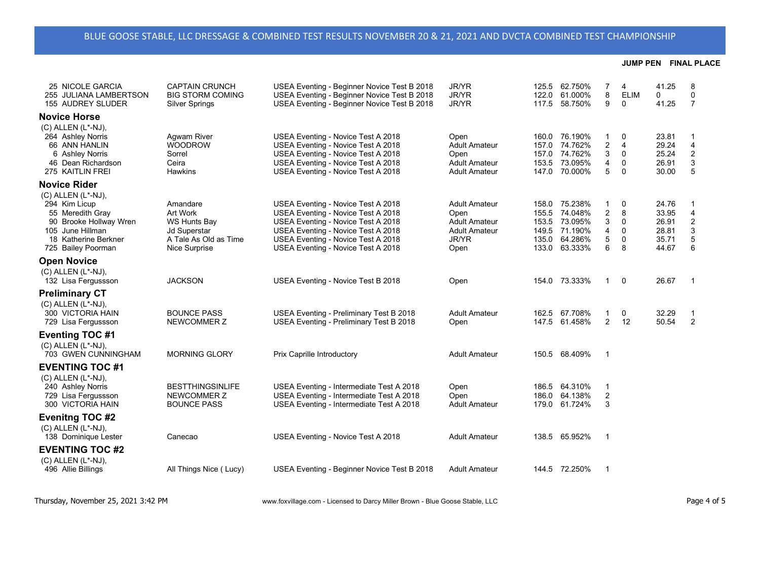# BLUE GOOSE STABLE, LLC DRESSAGE & COMBINED TEST RESULTS NOVEMBER 20 & 21, 2021 AND DVCTA COMBINED TEST CHAMPIONSHIP

| No. | Rider | Horse | Test | Division | Score | % | Place | JUMP PEN | | FINAL PLACE |
|---|---|---|---|---|---|---|---|---|---|---|
| 25 | NICOLE GARCIA | CAPTAIN CRUNCH | USEA Eventing - Beginner Novice Test B 2018 | JR/YR | 125.5 | 62.750% | 7 | 4 | 41.25 | 8 |
| 255 | JULIANA LAMBERTSON | BIG STORM COMING | USEA Eventing - Beginner Novice Test B 2018 | JR/YR | 122.0 | 61.000% | 8 | ELIM | 0 | 0 |
| 155 | AUDREY SLUDER | Silver Springs | USEA Eventing - Beginner Novice Test B 2018 | JR/YR | 117.5 | 58.750% | 9 | 0 | 41.25 | 7 |

## Novice Horse

(C) ALLEN (L*-NJ),

| No. | Rider | Horse | Test | Division | Score | % | Place | JUMP PEN | | FINAL PLACE |
|---|---|---|---|---|---|---|---|---|---|---|
| 264 | Ashley Norris | Agwam River | USEA Eventing - Novice Test A 2018 | Open | 160.0 | 76.190% | 1 | 0 | 23.81 | 1 |
| 66 | ANN HANLIN | WOODROW | USEA Eventing - Novice Test A 2018 | Adult Amateur | 157.0 | 74.762% | 2 | 4 | 29.24 | 4 |
| 6 | Ashley Norris | Sorrel | USEA Eventing - Novice Test A 2018 | Open | 157.0 | 74.762% | 3 | 0 | 25.24 | 2 |
| 46 | Dean Richardson | Ceira | USEA Eventing - Novice Test A 2018 | Adult Amateur | 153.5 | 73.095% | 4 | 0 | 26.91 | 3 |
| 275 | KAITLIN FREI | Hawkins | USEA Eventing - Novice Test A 2018 | Adult Amateur | 147.0 | 70.000% | 5 | 0 | 30.00 | 5 |

## Novice Rider

(C) ALLEN (L*-NJ),

| No. | Rider | Horse | Test | Division | Score | % | Place | JUMP PEN | | FINAL PLACE |
|---|---|---|---|---|---|---|---|---|---|---|
| 294 | Kim Licup | Amandare | USEA Eventing - Novice Test A 2018 | Adult Amateur | 158.0 | 75.238% | 1 | 0 | 24.76 | 1 |
| 55 | Meredith Gray | Art Work | USEA Eventing - Novice Test A 2018 | Open | 155.5 | 74.048% | 2 | 8 | 33.95 | 4 |
| 90 | Brooke Hollway Wren | WS Hunts Bay | USEA Eventing - Novice Test A 2018 | Adult Amateur | 153.5 | 73.095% | 3 | 0 | 26.91 | 2 |
| 105 | June Hillman | Jd Superstar | USEA Eventing - Novice Test A 2018 | Adult Amateur | 149.5 | 71.190% | 4 | 0 | 28.81 | 3 |
| 18 | Katherine Berkner | A Tale As Old as Time | USEA Eventing - Novice Test A 2018 | JR/YR | 135.0 | 64.286% | 5 | 0 | 35.71 | 5 |
| 725 | Bailey Poorman | Nice Surprise | USEA Eventing - Novice Test A 2018 | Open | 133.0 | 63.333% | 6 | 8 | 44.67 | 6 |

## Open Novice

(C) ALLEN (L*-NJ),

| No. | Rider | Horse | Test | Division | Score | % | Place | JUMP PEN | | FINAL PLACE |
|---|---|---|---|---|---|---|---|---|---|---|
| 132 | Lisa Fergussson | JACKSON | USEA Eventing - Novice Test B 2018 | Open | 154.0 | 73.333% | 1 | 0 | 26.67 | 1 |

## Preliminary CT

(C) ALLEN (L*-NJ),

| No. | Rider | Horse | Test | Division | Score | % | Place | JUMP PEN | | FINAL PLACE |
|---|---|---|---|---|---|---|---|---|---|---|
| 300 | VICTORIA HAIN | BOUNCE PASS | USEA Eventing - Preliminary Test B 2018 | Adult Amateur | 162.5 | 67.708% | 1 | 0 | 32.29 | 1 |
| 729 | Lisa Fergussson | NEWCOMMER Z | USEA Eventing - Preliminary Test B 2018 | Open | 147.5 | 61.458% | 2 | 12 | 50.54 | 2 |

## Eventing TOC #1

(C) ALLEN (L*-NJ),

| No. | Rider | Horse | Test | Division | Score | % | Place |
|---|---|---|---|---|---|---|---|
| 703 | GWEN CUNNINGHAM | MORNING GLORY | Prix Caprille Introductory | Adult Amateur | 150.5 | 68.409% | 1 |

## EVENTING TOC #1

(C) ALLEN (L*-NJ),

| No. | Rider | Horse | Test | Division | Score | % | Place |
|---|---|---|---|---|---|---|---|
| 240 | Ashley Norris | BESTTHINGSINLIFE | USEA Eventing - Intermediate Test A 2018 | Open | 186.5 | 64.310% | 1 |
| 729 | Lisa Fergussson | NEWCOMMER Z | USEA Eventing - Intermediate Test A 2018 | Open | 186.0 | 64.138% | 2 |
| 300 | VICTORIA HAIN | BOUNCE PASS | USEA Eventing - Intermediate Test A 2018 | Adult Amateur | 179.0 | 61.724% | 3 |

## Evenitng TOC #2

(C) ALLEN (L*-NJ),

| No. | Rider | Horse | Test | Division | Score | % | Place |
|---|---|---|---|---|---|---|---|
| 138 | Dominique Lester | Canecao | USEA Eventing - Novice Test A 2018 | Adult Amateur | 138.5 | 65.952% | 1 |

## EVENTING TOC #2

(C) ALLEN (L*-NJ),

| No. | Rider | Horse | Test | Division | Score | % | Place |
|---|---|---|---|---|---|---|---|
| 496 | Allie Billings | All Things Nice ( Lucy) | USEA Eventing - Beginner Novice Test B 2018 | Adult Amateur | 144.5 | 72.250% | 1 |

Thursday, November 25, 2021 3:42 PM — www.foxvillage.com - Licensed to Darcy Miller Brown - Blue Goose Stable, LLC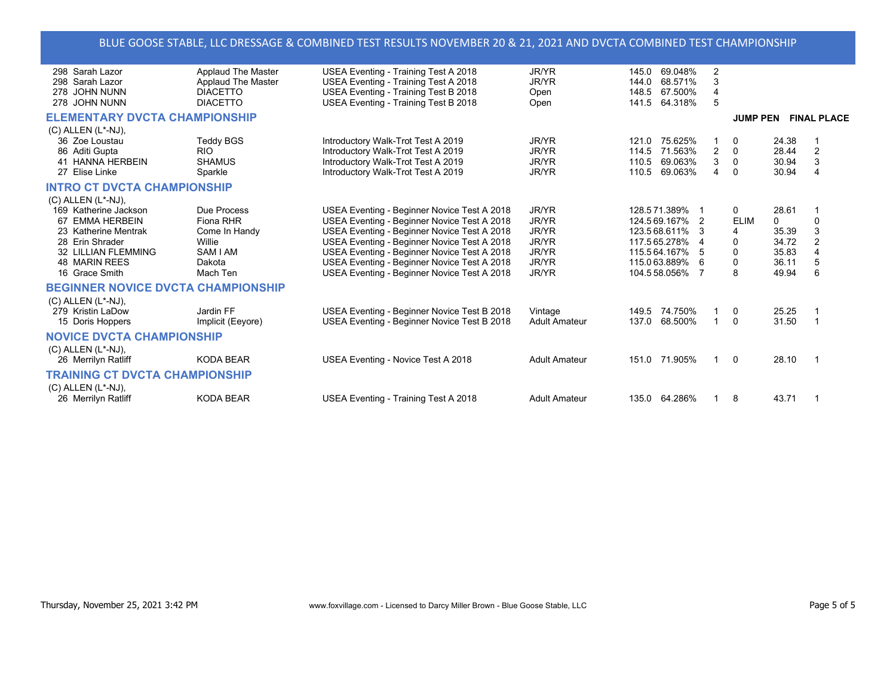| | | | | | | | |
|---|---|---|---|---|---|---|---|
| 298 | Sarah Lazor | Applaud The Master | USEA Eventing - Training Test A 2018 | JR/YR | 145.0 | 69.048% | 2 |
| 298 | Sarah Lazor | Applaud The Master | USEA Eventing - Training Test A 2018 | JR/YR | 144.0 | 68.571% | 3 |
| 278 | JOHN NUNN | DIACETTO | USEA Eventing - Training Test B 2018 | Open | 148.5 | 67.500% | 4 |
| 278 | JOHN NUNN | DIACETTO | USEA Eventing - Training Test B 2018 | Open | 141.5 | 64.318% | 5 |

## ELEMENTARY DVCTA CHAMPIONSHIP

(C) ALLEN (L*-NJ),

| | | | | | | | | JUMP PEN | | FINAL PLACE |
|---|---|---|---|---|---|---|---|---|---|---|
| 36 | Zoe Loustau | Teddy BGS | Introductory Walk-Trot Test A 2019 | JR/YR | 121.0 | 75.625% | 1 | 0 | 24.38 | 1 |
| 86 | Aditi Gupta | RIO | Introductory Walk-Trot Test A 2019 | JR/YR | 114.5 | 71.563% | 2 | 0 | 28.44 | 2 |
| 41 | HANNA HERBEIN | SHAMUS | Introductory Walk-Trot Test A 2019 | JR/YR | 110.5 | 69.063% | 3 | 0 | 30.94 | 3 |
| 27 | Elise Linke | Sparkle | Introductory Walk-Trot Test A 2019 | JR/YR | 110.5 | 69.063% | 4 | 0 | 30.94 | 4 |

## INTRO CT DVCTA CHAMPIONSHIP

(C) ALLEN (L*-NJ),

| | | | | | | | | JUMP PEN | | FINAL PLACE |
|---|---|---|---|---|---|---|---|---|---|---|
| 169 | Katherine Jackson | Due Process | USEA Eventing - Beginner Novice Test A 2018 | JR/YR | 128.5 | 71.389% | 1 | 0 | 28.61 | 1 |
| 67 | EMMA HERBEIN | Fiona RHR | USEA Eventing - Beginner Novice Test A 2018 | JR/YR | 124.5 | 69.167% | 2 | ELIM | 0 | 0 |
| 23 | Katherine Mentrak | Come In Handy | USEA Eventing - Beginner Novice Test A 2018 | JR/YR | 123.5 | 68.611% | 3 | 4 | 35.39 | 3 |
| 28 | Erin Shrader | Willie | USEA Eventing - Beginner Novice Test A 2018 | JR/YR | 117.5 | 65.278% | 4 | 0 | 34.72 | 2 |
| 32 | LILLIAN FLEMMING | SAM I AM | USEA Eventing - Beginner Novice Test A 2018 | JR/YR | 115.5 | 64.167% | 5 | 0 | 35.83 | 4 |
| 48 | MARIN REES | Dakota | USEA Eventing - Beginner Novice Test A 2018 | JR/YR | 115.0 | 63.889% | 6 | 0 | 36.11 | 5 |
| 16 | Grace Smith | Mach Ten | USEA Eventing - Beginner Novice Test A 2018 | JR/YR | 104.5 | 58.056% | 7 | 8 | 49.94 | 6 |

## BEGINNER NOVICE DVCTA CHAMPIONSHIP

(C) ALLEN (L*-NJ),

| | | | | | | | | JUMP PEN | | FINAL PLACE |
|---|---|---|---|---|---|---|---|---|---|---|
| 279 | Kristin LaDow | Jardin FF | USEA Eventing - Beginner Novice Test B 2018 | Vintage | 149.5 | 74.750% | 1 | 0 | 25.25 | 1 |
| 15 | Doris Hoppers | Implicit (Eeyore) | USEA Eventing - Beginner Novice Test B 2018 | Adult Amateur | 137.0 | 68.500% | 1 | 0 | 31.50 | 1 |

## NOVICE DVCTA CHAMPIONSHIP

(C) ALLEN (L*-NJ),

| | | | | | | | | JUMP PEN | | FINAL PLACE |
|---|---|---|---|---|---|---|---|---|---|---|
| 26 | Merrilyn Ratliff | KODA BEAR | USEA Eventing - Novice Test A 2018 | Adult Amateur | 151.0 | 71.905% | 1 | 0 | 28.10 | 1 |

## TRAINING CT DVCTA CHAMPIONSHIP

(C) ALLEN (L*-NJ),

| | | | | | | | | JUMP PEN | | FINAL PLACE |
|---|---|---|---|---|---|---|---|---|---|---|
| 26 | Merrilyn Ratliff | KODA BEAR | USEA Eventing - Training Test A 2018 | Adult Amateur | 135.0 | 64.286% | 1 | 8 | 43.71 | 1 |